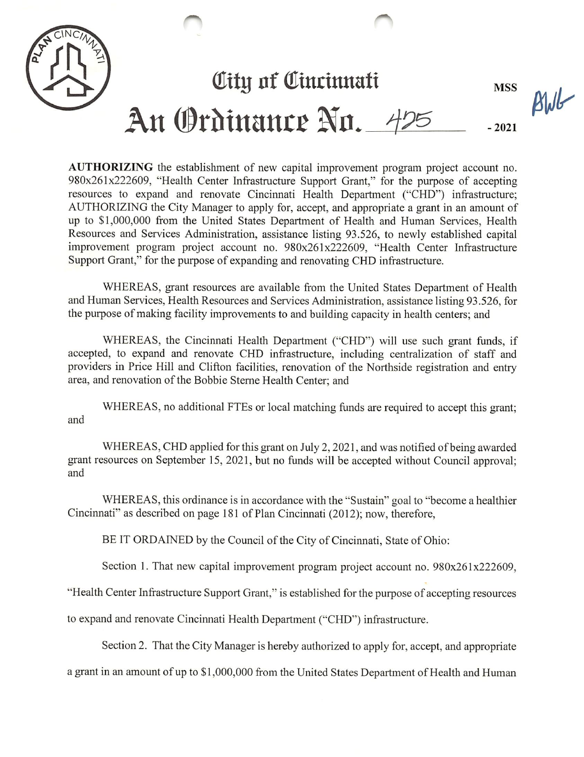# City of Cincinnati

**MSS**

# An Ordinance No. 425 - 2021

**AUTHORIZING** the establishment of new capital improvement program project account no. 980x261x222609, "Health Center Infrastructure Support Grant," for the purpose of accepting resources to expand and renovate Cincinnati Health Department ("CHD") infrastructure; AUTHORIZING the City Manager to apply for, accept, and appropriate a grant in an amount of up to $1,000,000 from the United States Department of Health and Human Services, Health Resources and Services Administration, assistance listing 93.526, to newly established capital improvement program project account no. 980x261x222609, "Health Center Infrastructure Support Grant," for the purpose of expanding and renovating CHD infrastructure.

WHEREAS, grant resources are available from the United States Department of Health and Human Services, Health Resources and Services Administration, assistance listing 93.526, for the purpose of making facility improvements to and building capacity in health centers; and

WHEREAS, the Cincinnati Health Department ("CHD") will use such grant funds, if accepted, to expand and renovate CHD infrastructure, including centralization of staff and providers in Price Hill and Clifton facilities, renovation of the Northside registration and entry area, and renovation of the Bobbie Sterne Health Center; and

WHEREAS, no additional FTEs or local matching funds are required to accept this grant; and

WHEREAS, CHD applied for this grant on July 2, 2021, and was notified of being awarded grant resources on September 15, 2021, but no funds will be accepted without Council approval; and

WHEREAS, this ordinance is in accordance with the "Sustain" goal to "become a healthier Cincinnati" as described on page 181 of Plan Cincinnati (2012); now, therefore,

BE IT ORDAINED by the Council of the City of Cincinnati, State of Ohio:

Section 1. That new capital improvement program project account no. 980x261x222609, "Health Center Infrastructure Support Grant," is established for the purpose of accepting resources to expand and renovate Cincinnati Health Department ("CHD") infrastructure.

Section 2. That the City Manager is hereby authorized to apply for, accept, and appropriate a grant in an amount of up to $1,000,000 from the United States Department of Health and Human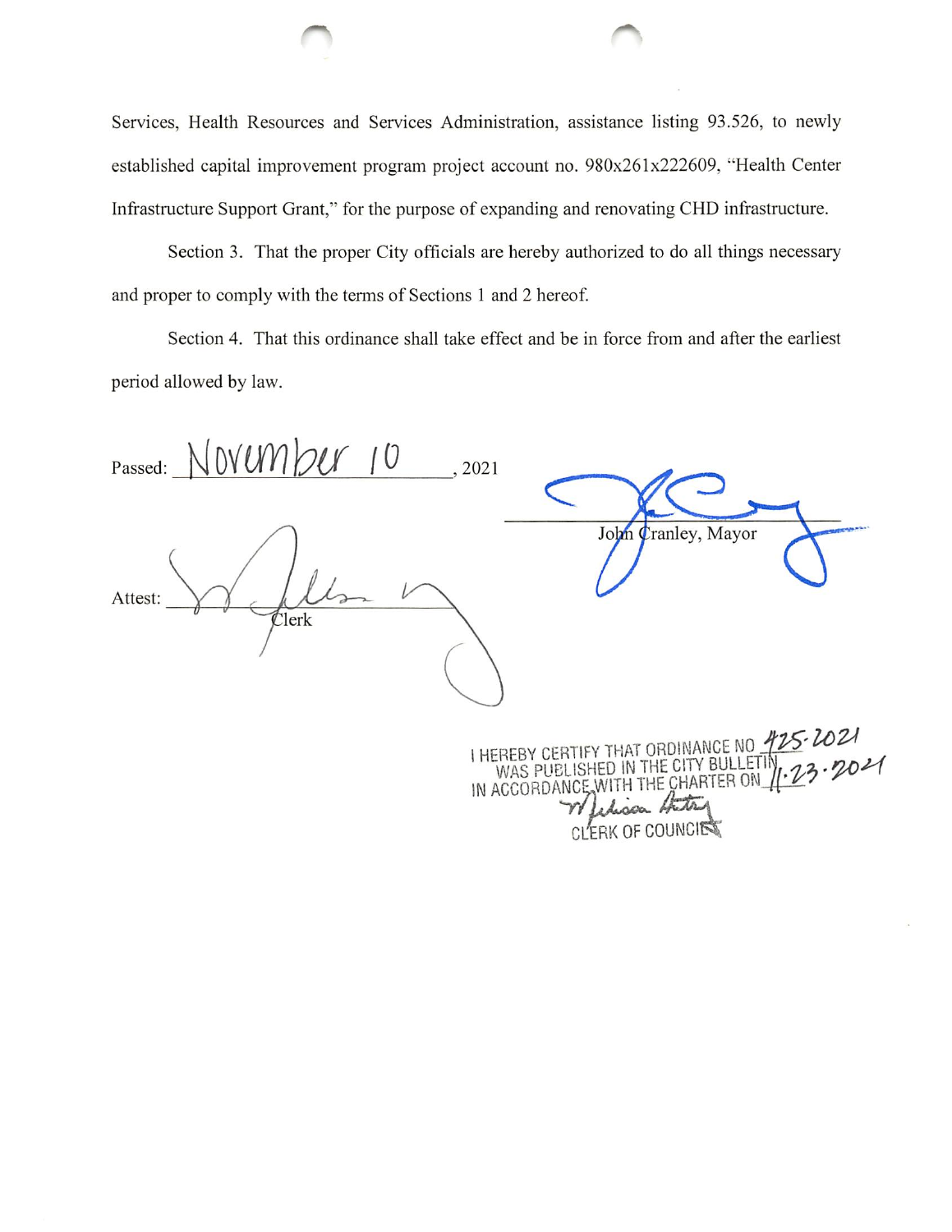Services, Health Resources and Services Administration, assistance listing 93.526, to newly established capital improvement program project account no. 980x261x222609, "Health Center Infrastructure Support Grant," for the purpose of expanding and renovating CHD infrastructure.

Section 3. That the proper City officials are hereby authorized to do all things necessary and proper to comply with the terms of Sections 1 and 2 hereof.

Section 4. That this ordinance shall take effect and be in force from and after the earliest period allowed by law.

Passed: November 10, 2021

John Cranley, Mayor

Attest: Clerk

I HEREBY CERTIFY THAT ORDINANCE NO 425-2021 WAS PUBLISHED IN THE CITY BULLETIN IN ACCORDANCE WITH THE CHARTER ON 11-23-2021

CLERK OF COUNCIL